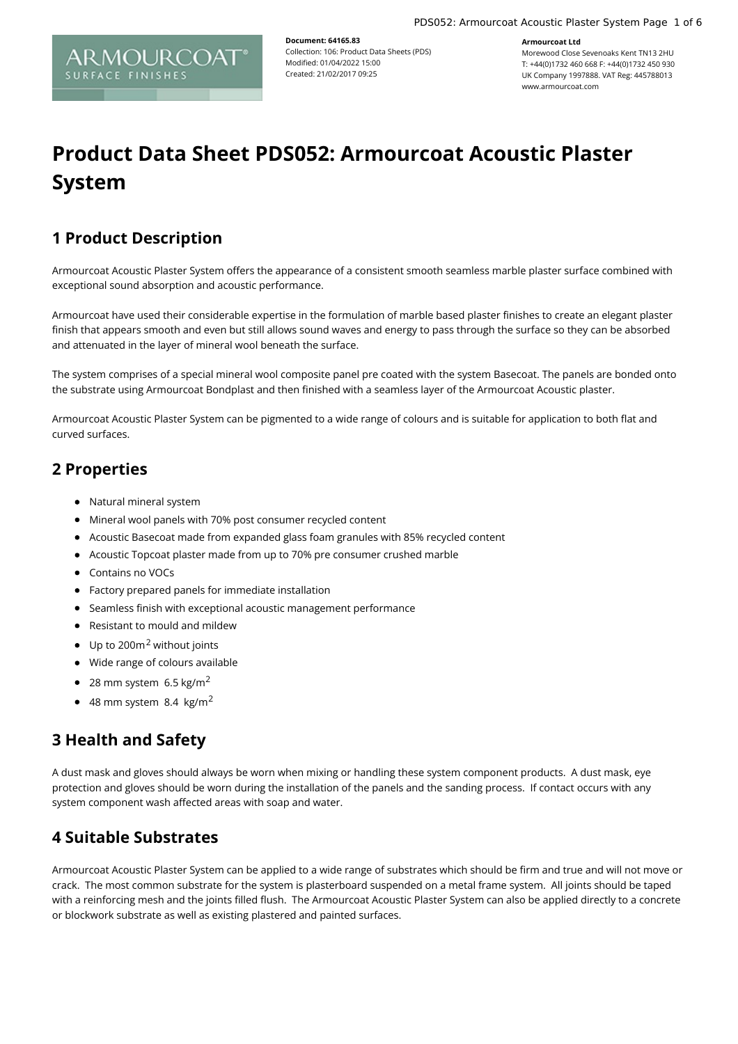**Document: 64165.83**
Collection: 106: Product Data Sheets (PDS)
Modified: 01/04/2022 15:00
Created: 21/02/2017 09:25

**Armourcoat Ltd**
Morewood Close Sevenoaks Kent TN13 2HU
T: +44(0)1732 460 668 F: +44(0)1732 450 930
UK Company 1997888. VAT Reg: 445788013
www.armourcoat.com

# Product Data Sheet PDS052: Armourcoat Acoustic Plaster System

## 1 Product Description

Armourcoat Acoustic Plaster System offers the appearance of a consistent smooth seamless marble plaster surface combined with exceptional sound absorption and acoustic performance.

Armourcoat have used their considerable expertise in the formulation of marble based plaster finishes to create an elegant plaster finish that appears smooth and even but still allows sound waves and energy to pass through the surface so they can be absorbed and attenuated in the layer of mineral wool beneath the surface.

The system comprises of a special mineral wool composite panel pre coated with the system Basecoat. The panels are bonded onto the substrate using Armourcoat Bondplast and then finished with a seamless layer of the Armourcoat Acoustic plaster.

Armourcoat Acoustic Plaster System can be pigmented to a wide range of colours and is suitable for application to both flat and curved surfaces.

## 2 Properties

- Natural mineral system
- Mineral wool panels with 70% post consumer recycled content
- Acoustic Basecoat made from expanded glass foam granules with 85% recycled content
- Acoustic Topcoat plaster made from up to 70% pre consumer crushed marble
- Contains no VOCs
- Factory prepared panels for immediate installation
- Seamless finish with exceptional acoustic management performance
- Resistant to mould and mildew
- Up to 200m$^2$ without joints
- Wide range of colours available
- 28 mm system 6.5 kg/m$^2$
- 48 mm system 8.4 kg/m$^2$

## 3 Health and Safety

A dust mask and gloves should always be worn when mixing or handling these system component products. A dust mask, eye protection and gloves should be worn during the installation of the panels and the sanding process. If contact occurs with any system component wash affected areas with soap and water.

## 4 Suitable Substrates

Armourcoat Acoustic Plaster System can be applied to a wide range of substrates which should be firm and true and will not move or crack. The most common substrate for the system is plasterboard suspended on a metal frame system. All joints should be taped with a reinforcing mesh and the joints filled flush. The Armourcoat Acoustic Plaster System can also be applied directly to a concrete or blockwork substrate as well as existing plastered and painted surfaces.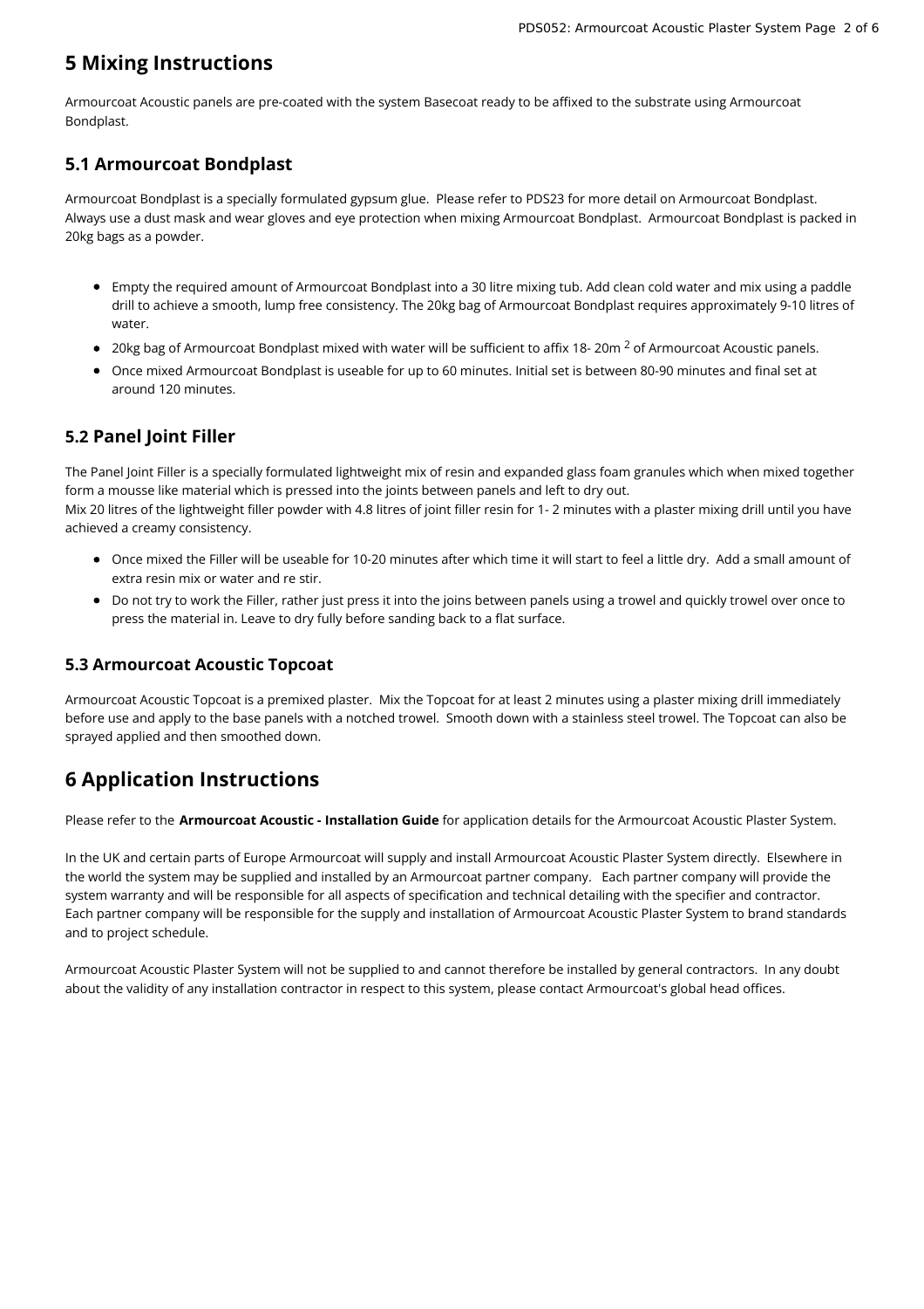## 5 Mixing Instructions

Armourcoat Acoustic panels are pre-coated with the system Basecoat ready to be affixed to the substrate using Armourcoat Bondplast.

### 5.1 Armourcoat Bondplast

Armourcoat Bondplast is a specially formulated gypsum glue. Please refer to PDS23 for more detail on Armourcoat Bondplast. Always use a dust mask and wear gloves and eye protection when mixing Armourcoat Bondplast. Armourcoat Bondplast is packed in 20kg bags as a powder.

- Empty the required amount of Armourcoat Bondplast into a 30 litre mixing tub. Add clean cold water and mix using a paddle drill to achieve a smooth, lump free consistency. The 20kg bag of Armourcoat Bondplast requires approximately 9-10 litres of water.
- 20kg bag of Armourcoat Bondplast mixed with water will be sufficient to affix 18- 20m $^2$ of Armourcoat Acoustic panels.
- Once mixed Armourcoat Bondplast is useable for up to 60 minutes. Initial set is between 80-90 minutes and final set at around 120 minutes.

### 5.2 Panel Joint Filler

The Panel Joint Filler is a specially formulated lightweight mix of resin and expanded glass foam granules which when mixed together form a mousse like material which is pressed into the joints between panels and left to dry out.
Mix 20 litres of the lightweight filler powder with 4.8 litres of joint filler resin for 1- 2 minutes with a plaster mixing drill until you have achieved a creamy consistency.

- Once mixed the Filler will be useable for 10-20 minutes after which time it will start to feel a little dry. Add a small amount of extra resin mix or water and re stir.
- Do not try to work the Filler, rather just press it into the joins between panels using a trowel and quickly trowel over once to press the material in. Leave to dry fully before sanding back to a flat surface.

### 5.3 Armourcoat Acoustic Topcoat

Armourcoat Acoustic Topcoat is a premixed plaster. Mix the Topcoat for at least 2 minutes using a plaster mixing drill immediately before use and apply to the base panels with a notched trowel. Smooth down with a stainless steel trowel. The Topcoat can also be sprayed applied and then smoothed down.

## 6 Application Instructions

Please refer to the **Armourcoat Acoustic - Installation Guide** for application details for the Armourcoat Acoustic Plaster System.

In the UK and certain parts of Europe Armourcoat will supply and install Armourcoat Acoustic Plaster System directly. Elsewhere in the world the system may be supplied and installed by an Armourcoat partner company. Each partner company will provide the system warranty and will be responsible for all aspects of specification and technical detailing with the specifier and contractor. Each partner company will be responsible for the supply and installation of Armourcoat Acoustic Plaster System to brand standards and to project schedule.

Armourcoat Acoustic Plaster System will not be supplied to and cannot therefore be installed by general contractors. In any doubt about the validity of any installation contractor in respect to this system, please contact Armourcoat's global head offices.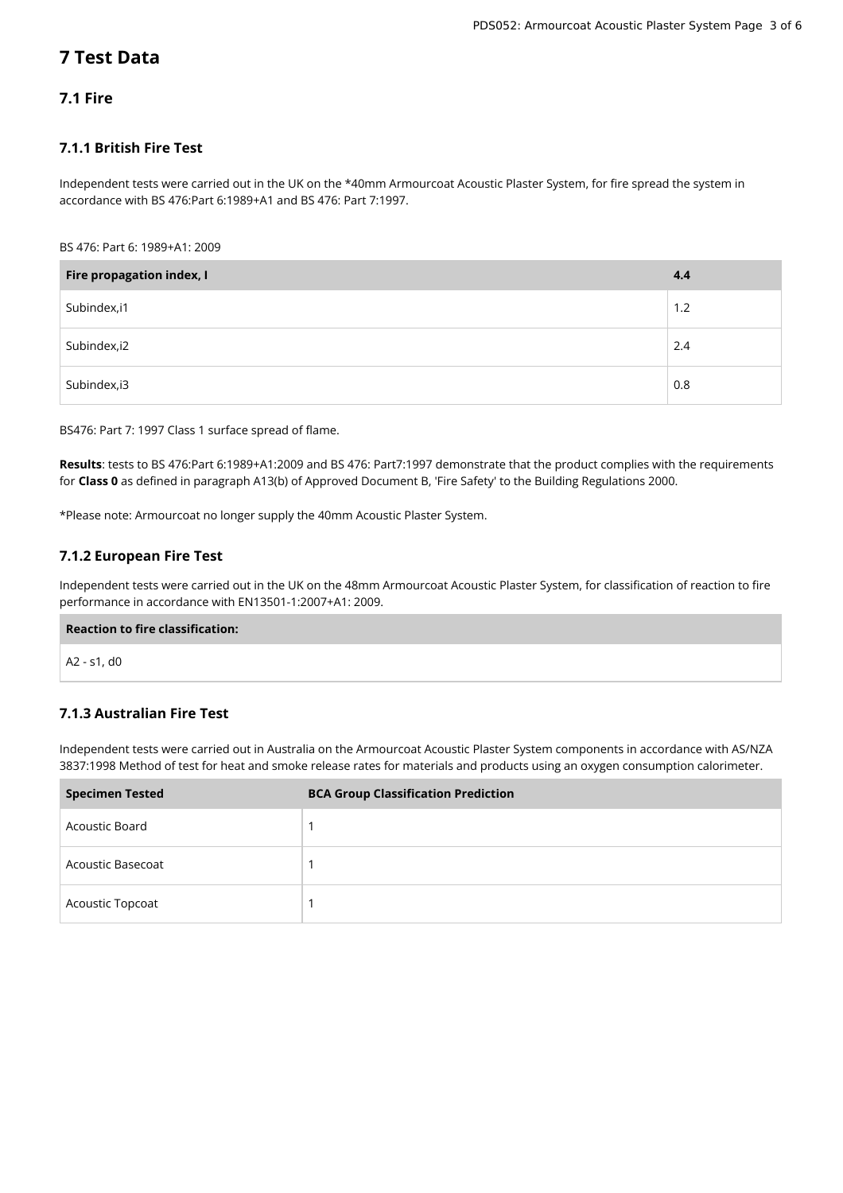# 7 Test Data

## 7.1 Fire

### 7.1.1 British Fire Test

Independent tests were carried out in the UK on the *40mm Armourcoat Acoustic Plaster System, for fire spread the system in accordance with BS 476:Part 6:1989+A1 and BS 476: Part 7:1997.

BS 476: Part 6: 1989+A1: 2009

| Fire propagation index, I | 4.4 |
|---|---|
| Subindex,i1 | 1.2 |
| Subindex,i2 | 2.4 |
| Subindex,i3 | 0.8 |

BS476: Part 7: 1997 Class 1 surface spread of flame.

**Results**: tests to BS 476:Part 6:1989+A1:2009 and BS 476: Part7:1997 demonstrate that the product complies with the requirements for **Class 0** as defined in paragraph A13(b) of Approved Document B, 'Fire Safety' to the Building Regulations 2000.

*Please note: Armourcoat no longer supply the 40mm Acoustic Plaster System.

### 7.1.2 European Fire Test

Independent tests were carried out in the UK on the 48mm Armourcoat Acoustic Plaster System, for classification of reaction to fire performance in accordance with EN13501-1:2007+A1: 2009.

| Reaction to fire classification: |
|---|
| A2 - s1, d0 |

### 7.1.3 Australian Fire Test

Independent tests were carried out in Australia on the Armourcoat Acoustic Plaster System components in accordance with AS/NZA 3837:1998 Method of test for heat and smoke release rates for materials and products using an oxygen consumption calorimeter.

| Specimen Tested | BCA Group Classification Prediction |
|---|---|
| Acoustic Board | 1 |
| Acoustic Basecoat | 1 |
| Acoustic Topcoat | 1 |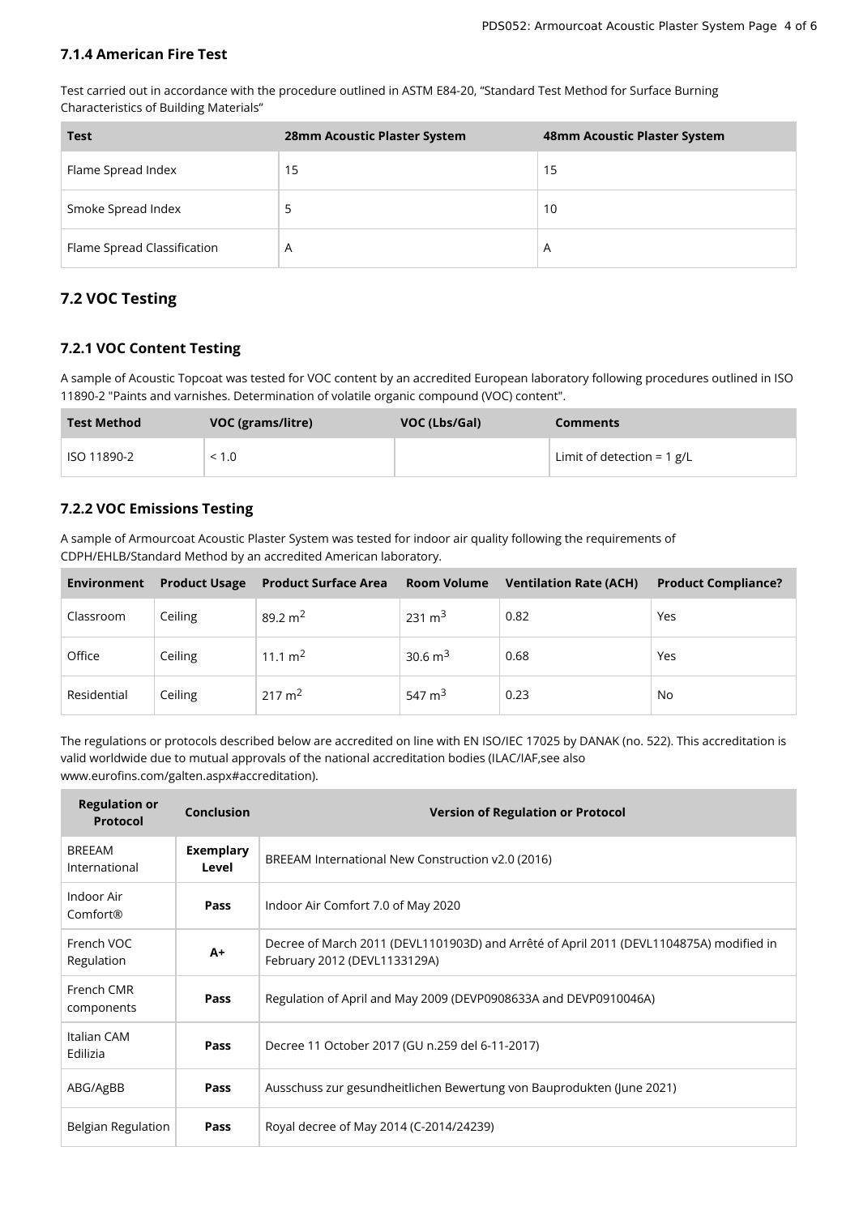### 7.1.4 American Fire Test

Test carried out in accordance with the procedure outlined in ASTM E84-20, “Standard Test Method for Surface Burning Characteristics of Building Materials”

| Test | 28mm Acoustic Plaster System | 48mm Acoustic Plaster System |
|---|---|---|
| Flame Spread Index | 15 | 15 |
| Smoke Spread Index | 5 | 10 |
| Flame Spread Classification | A | A |

## 7.2 VOC Testing

### 7.2.1 VOC Content Testing

A sample of Acoustic Topcoat was tested for VOC content by an accredited European laboratory following procedures outlined in ISO 11890-2 "Paints and varnishes. Determination of volatile organic compound (VOC) content".

| Test Method | VOC (grams/litre) | VOC (Lbs/Gal) | Comments |
|---|---|---|---|
| ISO 11890-2 | < 1.0 | | Limit of detection = 1 g/L |

### 7.2.2 VOC Emissions Testing

A sample of Armourcoat Acoustic Plaster System was tested for indoor air quality following the requirements of CDPH/EHLB/Standard Method by an accredited American laboratory.

| Environment | Product Usage | Product Surface Area | Room Volume | Ventilation Rate (ACH) | Product Compliance? |
|---|---|---|---|---|---|
| Classroom | Ceiling | 89.2 $m^2$ | 231 $m^3$ | 0.82 | Yes |
| Office | Ceiling | 11.1 $m^2$ | 30.6 $m^3$ | 0.68 | Yes |
| Residential | Ceiling | 217 $m^2$ | 547 $m^3$ | 0.23 | No |

The regulations or protocols described below are accredited on line with EN ISO/IEC 17025 by DANAK (no. 522). This accreditation is valid worldwide due to mutual approvals of the national accreditation bodies (ILAC/IAF,see also www.eurofins.com/galten.aspx#accreditation).

| Regulation or Protocol | Conclusion | Version of Regulation or Protocol |
|---|---|---|
| BREEAM International | **Exemplary Level** | BREEAM International New Construction v2.0 (2016) |
| Indoor Air Comfort® | **Pass** | Indoor Air Comfort 7.0 of May 2020 |
| French VOC Regulation | **A+** | Decree of March 2011 (DEVL1101903D) and Arrêté of April 2011 (DEVL1104875A) modified in February 2012 (DEVL1133129A) |
| French CMR components | **Pass** | Regulation of April and May 2009 (DEVP0908633A and DEVP0910046A) |
| Italian CAM Edilizia | **Pass** | Decree 11 October 2017 (GU n.259 del 6-11-2017) |
| ABG/AgBB | **Pass** | Ausschuss zur gesundheitlichen Bewertung von Bauprodukten (June 2021) |
| Belgian Regulation | **Pass** | Royal decree of May 2014 (C-2014/24239) |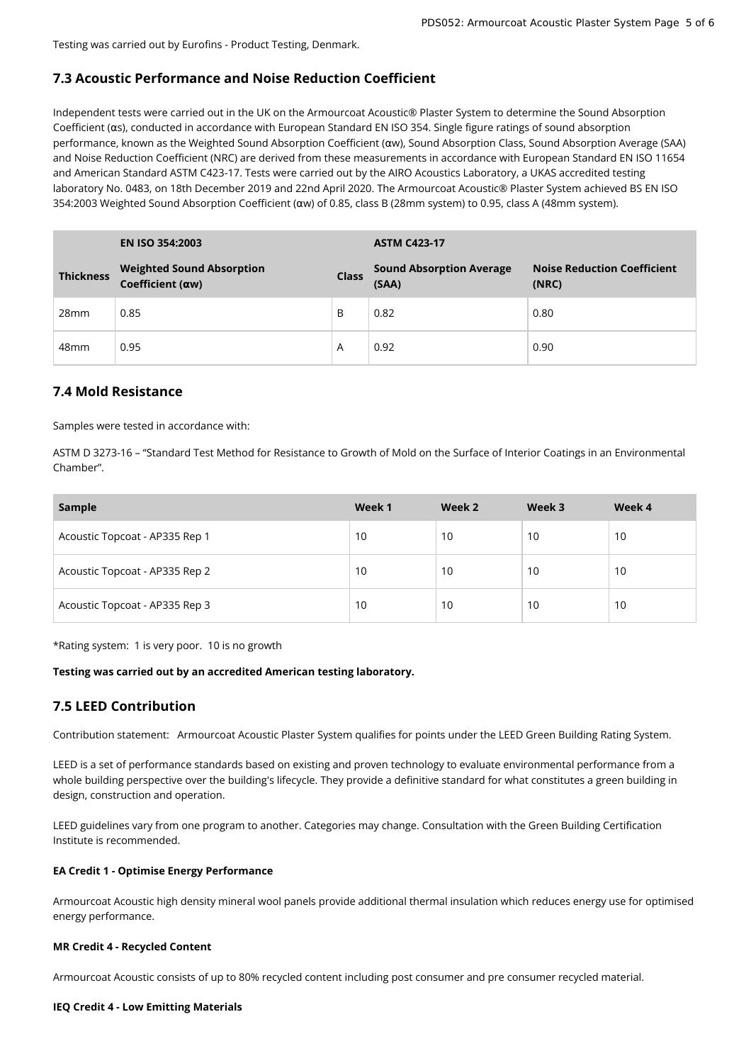Testing was carried out by Eurofins - Product Testing, Denmark.

## 7.3 Acoustic Performance and Noise Reduction Coefficient

Independent tests were carried out in the UK on the Armourcoat Acoustic® Plaster System to determine the Sound Absorption Coefficient (αs), conducted in accordance with European Standard EN ISO 354. Single figure ratings of sound absorption performance, known as the Weighted Sound Absorption Coefficient (αw), Sound Absorption Class, Sound Absorption Average (SAA) and Noise Reduction Coefficient (NRC) are derived from these measurements in accordance with European Standard EN ISO 11654 and American Standard ASTM C423-17. Tests were carried out by the AIRO Acoustics Laboratory, a UKAS accredited testing laboratory No. 0483, on 18th December 2019 and 22nd April 2020. The Armourcoat Acoustic® Plaster System achieved BS EN ISO 354:2003 Weighted Sound Absorption Coefficient (αw) of 0.85, class B (28mm system) to 0.95, class A (48mm system).

| | EN ISO 354:2003 | | ASTM C423-17 | |
|---|---|---|---|---|
| **Thickness** | **Weighted Sound Absorption Coefficient (αw)** | **Class** | **Sound Absorption Average (SAA)** | **Noise Reduction Coefficient (NRC)** |
| 28mm | 0.85 | B | 0.82 | 0.80 |
| 48mm | 0.95 | A | 0.92 | 0.90 |

## 7.4 Mold Resistance

Samples were tested in accordance with:

ASTM D 3273-16 – "Standard Test Method for Resistance to Growth of Mold on the Surface of Interior Coatings in an Environmental Chamber".

| Sample | Week 1 | Week 2 | Week 3 | Week 4 |
|---|---|---|---|---|
| Acoustic Topcoat - AP335 Rep 1 | 10 | 10 | 10 | 10 |
| Acoustic Topcoat - AP335 Rep 2 | 10 | 10 | 10 | 10 |
| Acoustic Topcoat - AP335 Rep 3 | 10 | 10 | 10 | 10 |

*Rating system: 1 is very poor. 10 is no growth

**Testing was carried out by an accredited American testing laboratory.**

## 7.5 LEED Contribution

Contribution statement: Armourcoat Acoustic Plaster System qualifies for points under the LEED Green Building Rating System.

LEED is a set of performance standards based on existing and proven technology to evaluate environmental performance from a whole building perspective over the building's lifecycle. They provide a definitive standard for what constitutes a green building in design, construction and operation.

LEED guidelines vary from one program to another. Categories may change. Consultation with the Green Building Certification Institute is recommended.

**EA Credit 1 - Optimise Energy Performance**

Armourcoat Acoustic high density mineral wool panels provide additional thermal insulation which reduces energy use for optimised energy performance.

**MR Credit 4 - Recycled Content**

Armourcoat Acoustic consists of up to 80% recycled content including post consumer and pre consumer recycled material.

**IEQ Credit 4 - Low Emitting Materials**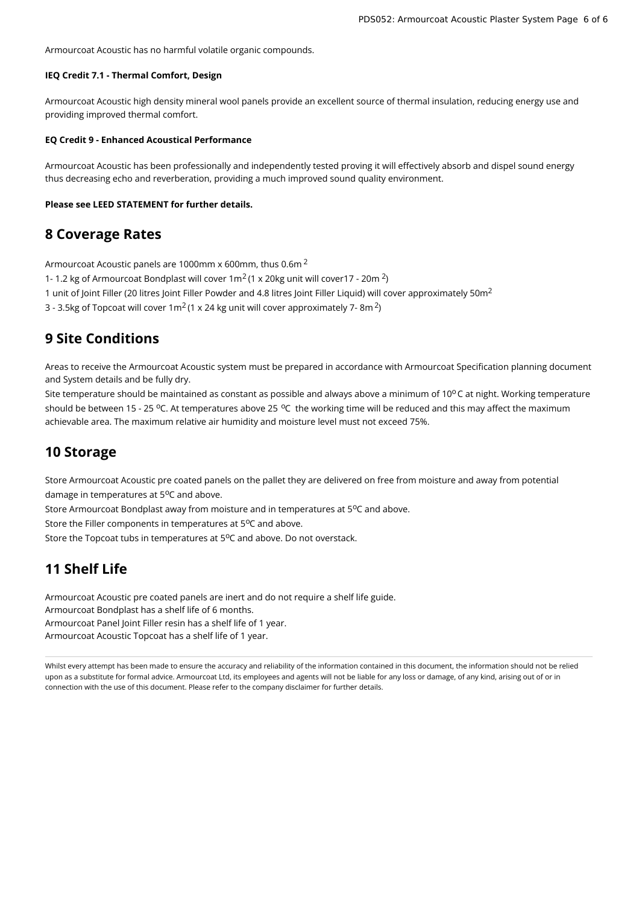Armourcoat Acoustic has no harmful volatile organic compounds.

**IEQ Credit 7.1 - Thermal Comfort, Design**

Armourcoat Acoustic high density mineral wool panels provide an excellent source of thermal insulation, reducing energy use and providing improved thermal comfort.

**EQ Credit 9 - Enhanced Acoustical Performance**

Armourcoat Acoustic has been professionally and independently tested proving it will effectively absorb and dispel sound energy thus decreasing echo and reverberation, providing a much improved sound quality environment.

**Please see LEED STATEMENT for further details.**

## 8 Coverage Rates

Armourcoat Acoustic panels are 1000mm x 600mm, thus 0.6m$^2$

1- 1.2 kg of Armourcoat Bondplast will cover 1m$^2$ (1 x 20kg unit will cover17 - 20m$^2$)

1 unit of Joint Filler (20 litres Joint Filler Powder and 4.8 litres Joint Filler Liquid) will cover approximately 50m$^2$

3 - 3.5kg of Topcoat will cover 1m$^2$ (1 x 24 kg unit will cover approximately 7- 8m$^2$)

## 9 Site Conditions

Areas to receive the Armourcoat Acoustic system must be prepared in accordance with Armourcoat Specification planning document and System details and be fully dry.

Site temperature should be maintained as constant as possible and always above a minimum of 10$^{o}$C at night. Working temperature should be between 15 - 25 $^{o}$C. At temperatures above 25 $^{o}$C the working time will be reduced and this may affect the maximum achievable area. The maximum relative air humidity and moisture level must not exceed 75%.

## 10 Storage

Store Armourcoat Acoustic pre coated panels on the pallet they are delivered on free from moisture and away from potential damage in temperatures at 5$^{o}$C and above.

Store Armourcoat Bondplast away from moisture and in temperatures at 5$^{o}$C and above.

Store the Filler components in temperatures at 5$^{o}$C and above.

Store the Topcoat tubs in temperatures at 5$^{o}$C and above. Do not overstack.

## 11 Shelf Life

Armourcoat Acoustic pre coated panels are inert and do not require a shelf life guide.

Armourcoat Bondplast has a shelf life of 6 months.

Armourcoat Panel Joint Filler resin has a shelf life of 1 year.

Armourcoat Acoustic Topcoat has a shelf life of 1 year.

---

Whilst every attempt has been made to ensure the accuracy and reliability of the information contained in this document, the information should not be relied upon as a substitute for formal advice. Armourcoat Ltd, its employees and agents will not be liable for any loss or damage, of any kind, arising out of or in connection with the use of this document. Please refer to the company disclaimer for further details.